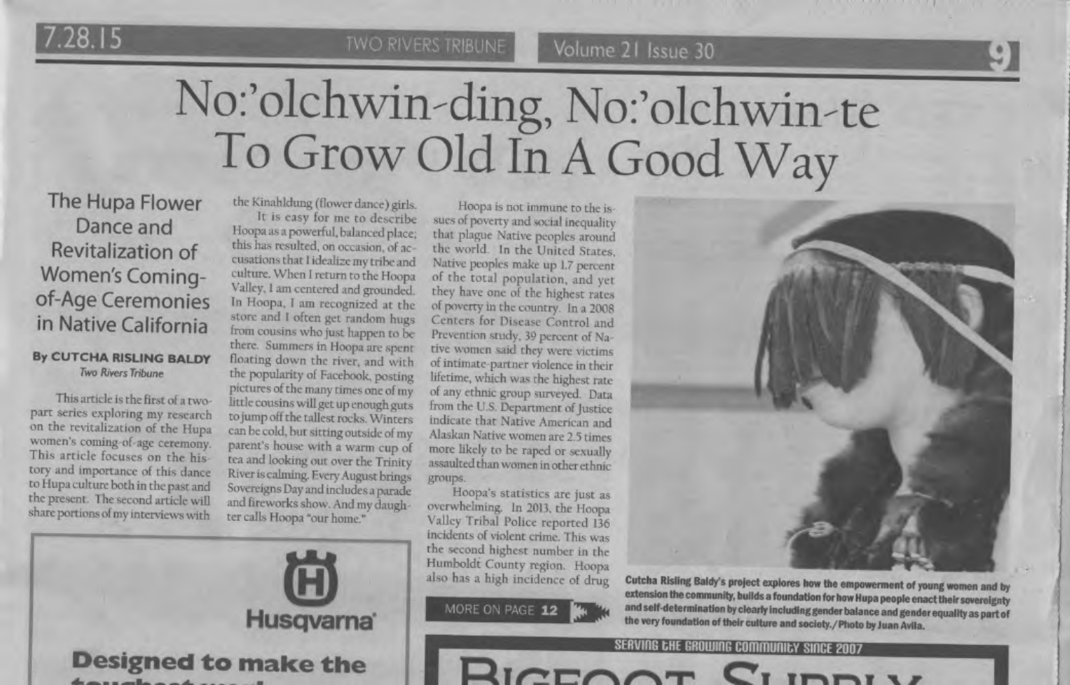# No:'olchwin-ding, No:'olchwin-te To Grow Old In A Good Way

## The Hupa Flower Dance and Revitalization of Women's Coming-of-Age Ceremonies in Native California

**By CUTCHA RISLING BALDY**
*Two Rivers Tribune*

This article is the first of a two-part series exploring my research on the revitalization of the Hupa women's coming-of-age ceremony. This article focuses on the history and importance of this dance to Hupa culture both in the past and the present. The second article will share portions of my interviews with the Kinahldung (flower dance) girls.

It is easy for me to describe Hoopa as a powerful, balanced place; this has resulted, on occasion, of accusations that I idealize my tribe and culture. When I return to the Hoopa Valley, I am centered and grounded. In Hoopa, I am recognized at the store and I often get random hugs from cousins who just happen to be there. Summers in Hoopa are spent floating down the river, and with the popularity of Facebook, posting pictures of the many times one of my little cousins will get up enough guts to jump off the tallest rocks. Winters can be cold, but sitting outside of my parent's house with a warm cup of tea and looking out over the Trinity River is calming. Every August brings Sovereigns Day and includes a parade and fireworks show. And my daughter calls Hoopa "our home."

Hoopa is not immune to the issues of poverty and social inequality that plague Native peoples around the world. In the United States, Native peoples make up 1.7 percent of the total population, and yet they have one of the highest rates of poverty in the country. In a 2008 Centers for Disease Control and Prevention study, 39 percent of Native women said they were victims of intimate-partner violence in their lifetime, which was the highest rate of any ethnic group surveyed. Data from the U.S. Department of Justice indicate that Native American and Alaskan Native women are 2.5 times more likely to be raped or sexually assaulted than women in other ethnic groups.

Hoopa's statistics are just as overwhelming. In 2013, the Hoopa Valley Tribal Police reported 136 incidents of violent crime. This was the second highest number in the Humboldt County region. Hoopa also has a high incidence of drug

MORE ON PAGE 12

**Cutcha Risling Baldy's project explores how the empowerment of young women and by extension the community, builds a foundation for how Hupa people enact their sovereignty and self-determination by clearly including gender balance and gender equality as part of the very foundation of their culture and society./Photo by Juan Avila.**

Husqvarna

**Designed to make the**

SERVING THE GROWING COMMUNITY SINCE 2007

BIGFOOT SUPPLY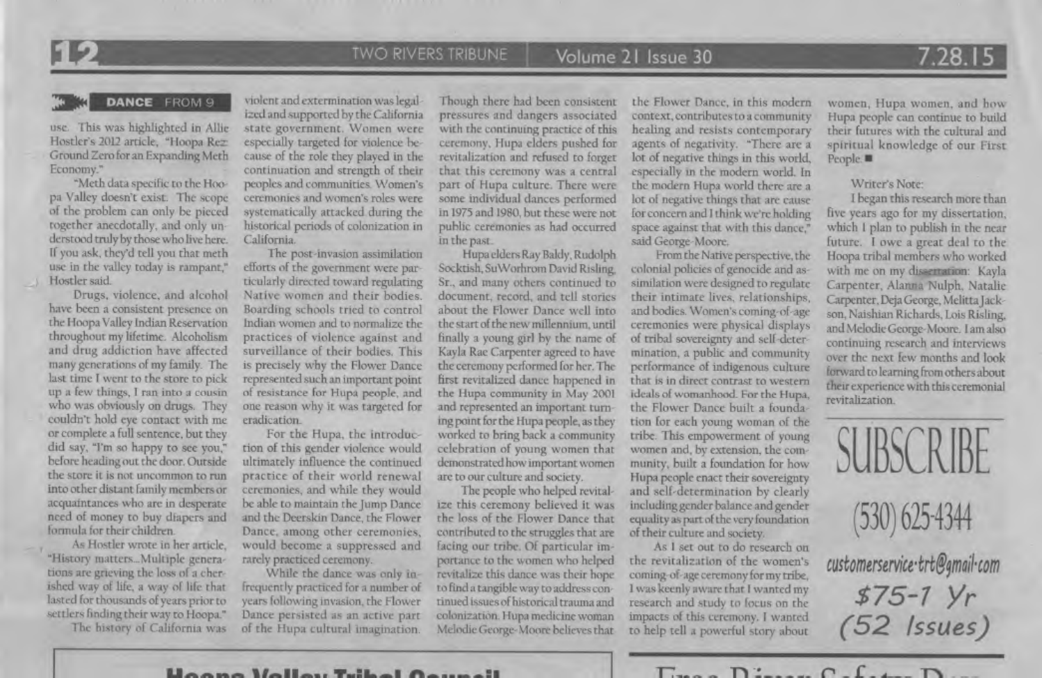**DANCE** FROM 9

use. This was highlighted in Allie Hostler's 2012 article, "Hoopa Rez: Ground Zero for an Expanding Meth Economy."

"Meth data specific to the Hoopa Valley doesn't exist. The scope of the problem can only be pieced together anecdotally, and only understood truly by those who live here. If you ask, they'd tell you that meth use in the valley today is rampant," Hostler said.

Drugs, violence, and alcohol have been a consistent presence on the Hoopa Valley Indian Reservation throughout my lifetime. Alcoholism and drug addiction have affected many generations of my family. The last time I went to the store to pick up a few things, I ran into a cousin who was obviously on drugs. They couldn't hold eye contact with me or complete a full sentence, but they did say, "I'm so happy to see you," before heading out the door. Outside the store it is not uncommon to run into other distant family members or acquaintances who are in desperate need of money to buy diapers and formula for their children.

As Hostler wrote in her article, "History matters...Multiple generations are grieving the loss of a cherished way of life, a way of life that lasted for thousands of years prior to settlers finding their way to Hoopa."

The history of California was violent and extermination was legalized and supported by the California state government. Women were especially targeted for violence because of the role they played in the continuation and strength of their peoples and communities. Women's ceremonies and women's roles were systematically attacked during the historical periods of colonization in California.

The post-invasion assimilation efforts of the government were particularly directed toward regulating Native women and their bodies. Boarding schools tried to control Indian women and to normalize the practices of violence against and surveillance of their bodies. This is precisely why the Flower Dance represented such an important point of resistance for Hupa people, and one reason why it was targeted for eradication.

For the Hupa, the introduction of this gender violence would ultimately influence the continued practice of their world renewal ceremonies, and while they would be able to maintain the Jump Dance and the Deerskin Dance, the Flower Dance, among other ceremonies, would become a suppressed and rarely practiced ceremony.

While the dance was only infrequently practiced for a number of years following invasion, the Flower Dance persisted as an active part of the Hupa cultural imagination. Though there had been consistent pressures and dangers associated with the continuing practice of this ceremony, Hupa elders pushed for revitalization and refused to forget that this ceremony was a central part of Hupa culture. There were some individual dances performed in 1975 and 1980, but these were not public ceremonies as had occurred in the past.

Hupa elders Ray Baldy, Rudolph Socktish, SuWorhrom David Risling, Sr., and many others continued to document, record, and tell stories about the Flower Dance well into the start of the new millennium, until finally a young girl by the name of Kayla Rae Carpenter agreed to have the ceremony performed for her. The first revitalized dance happened in the Hupa community in May 2001 and represented an important turning point for the Hupa people, as they worked to bring back a community celebration of young women that demonstrated how important women are to our culture and society.

The people who helped revitalize this ceremony believed it was the loss of the Flower Dance that contributed to the struggles that are facing our tribe. Of particular importance to the women who helped revitalize this dance was their hope to find a tangible way to address continued issues of historical trauma and colonization. Hupa medicine woman Melodie George-Moore believes that the Flower Dance, in this modern context, contributes to a community healing and resists contemporary agents of negativity. "There are a lot of negative things in this world, especially in the modern world. In the modern Hupa world there are a lot of negative things that are cause for concern and I think we're holding space against that with this dance," said George-Moore.

From the Native perspective, the colonial policies of genocide and assimilation were designed to regulate their intimate lives, relationships, and bodies. Women's coming-of-age ceremonies were physical displays of tribal sovereignty and self-determination, a public and community performance of indigenous culture that is in direct contrast to western ideals of womanhood. For the Hupa, the Flower Dance built a foundation for each young woman of the tribe. This empowerment of young women and, by extension, the community, built a foundation for how Hupa people enact their sovereignty and self-determination by clearly including gender balance and gender equality as part of the very foundation of their culture and society.

As I set out to do research on the revitalization of the women's coming-of-age ceremony for my tribe, I was keenly aware that I wanted my research and study to focus on the impacts of this ceremony. I wanted to help tell a powerful story about women, Hupa women, and how Hupa people can continue to build their futures with the cultural and spiritual knowledge of our First People. ■

Writer's Note:

I began this research more than five years ago for my dissertation, which I plan to publish in the near future. I owe a great deal to the Hoopa tribal members who worked with me on my dissertation: Kayla Carpenter, Alanna Nulph, Natalie Carpenter, Deja George, Melitta Jackson, Naishian Richards, Lois Risling, and Melodie George-Moore. I am also continuing research and interviews over the next few months and look forward to learning from others about their experience with this ceremonial revitalization.

SUBSCRIBE

(530) 625-4344

customerservice·trt@gmail·com

$75-1 Yr (52 Issues)